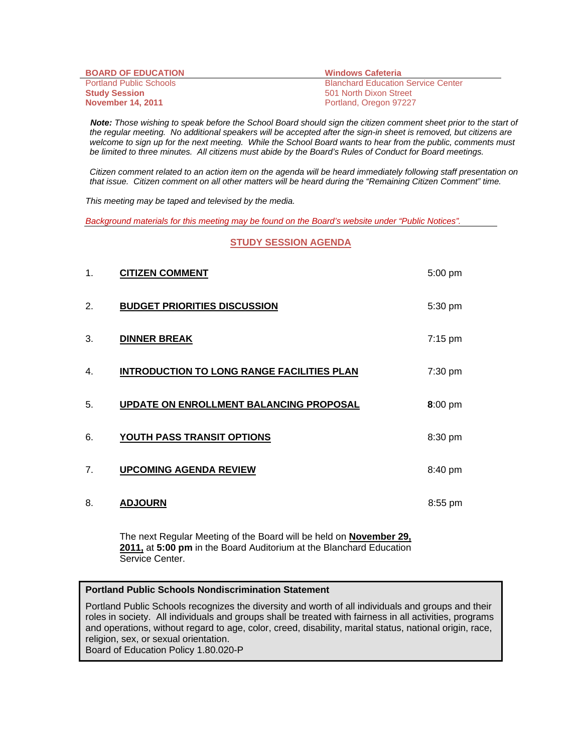**BOARD OF EDUCATION**
Portland Public Schools
**Study Session**
**November 14, 2011**

**Windows Cafeteria**
Blanchard Education Service Center
501 North Dixon Street
Portland, Oregon 97227

***Note:*** *Those wishing to speak before the School Board should sign the citizen comment sheet prior to the start of the regular meeting. No additional speakers will be accepted after the sign-in sheet is removed, but citizens are welcome to sign up for the next meeting. While the School Board wants to hear from the public, comments must be limited to three minutes. All citizens must abide by the Board's Rules of Conduct for Board meetings.*

*Citizen comment related to an action item on the agenda will be heard immediately following staff presentation on that issue. Citizen comment on all other matters will be heard during the "Remaining Citizen Comment" time.*

*This meeting may be taped and televised by the media.*

*Background materials for this meeting may be found on the Board's website under "Public Notices".*

## STUDY SESSION AGENDA

| | | |
|---|---|---|
| 1. | **CITIZEN COMMENT** | 5:00 pm |
| 2. | **BUDGET PRIORITIES DISCUSSION** | 5:30 pm |
| 3. | **DINNER BREAK** | 7:15 pm |
| 4. | **INTRODUCTION TO LONG RANGE FACILITIES PLAN** | 7:30 pm |
| 5. | **UPDATE ON ENROLLMENT BALANCING PROPOSAL** | **8**:00 pm |
| 6. | **YOUTH PASS TRANSIT OPTIONS** | 8:30 pm |
| 7. | **UPCOMING AGENDA REVIEW** | 8:40 pm |
| 8. | **ADJOURN** | 8:55 pm |

The next Regular Meeting of the Board will be held on **November 29, 2011,** at **5:00 pm** in the Board Auditorium at the Blanchard Education Service Center.

**Portland Public Schools Nondiscrimination Statement**

Portland Public Schools recognizes the diversity and worth of all individuals and groups and their roles in society. All individuals and groups shall be treated with fairness in all activities, programs and operations, without regard to age, color, creed, disability, marital status, national origin, race, religion, sex, or sexual orientation.
Board of Education Policy 1.80.020-P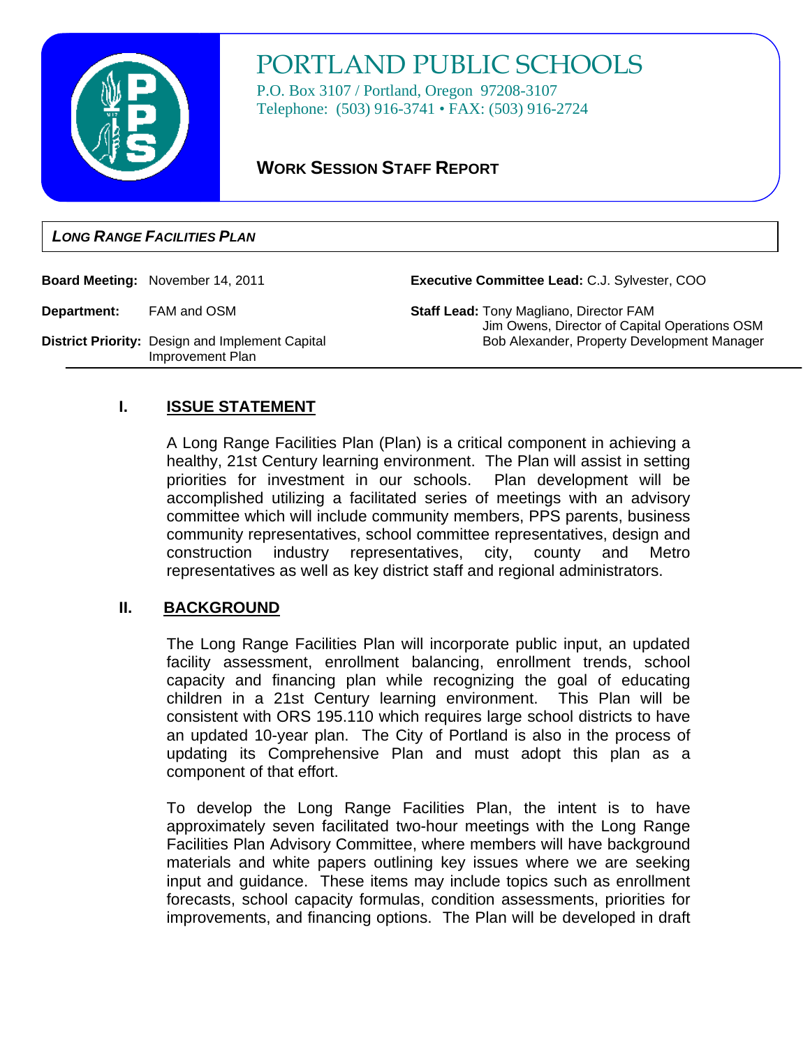# PORTLAND PUBLIC SCHOOLS

P.O. Box 3107 / Portland, Oregon 97208-3107
Telephone: (503) 916-3741 • FAX: (503) 916-2724

## WORK SESSION STAFF REPORT

***LONG RANGE FACILITIES PLAN***

**Board Meeting:** November 14, 2011

**Department:** FAM and OSM

**District Priority:** Design and Implement Capital Improvement Plan

**Executive Committee Lead:** C.J. Sylvester, COO

**Staff Lead:** Tony Magliano, Director FAM
Jim Owens, Director of Capital Operations OSM
Bob Alexander, Property Development Manager

## I. ISSUE STATEMENT

A Long Range Facilities Plan (Plan) is a critical component in achieving a healthy, 21st Century learning environment. The Plan will assist in setting priorities for investment in our schools. Plan development will be accomplished utilizing a facilitated series of meetings with an advisory committee which will include community members, PPS parents, business community representatives, school committee representatives, design and construction industry representatives, city, county and Metro representatives as well as key district staff and regional administrators.

## II. BACKGROUND

The Long Range Facilities Plan will incorporate public input, an updated facility assessment, enrollment balancing, enrollment trends, school capacity and financing plan while recognizing the goal of educating children in a 21st Century learning environment. This Plan will be consistent with ORS 195.110 which requires large school districts to have an updated 10-year plan. The City of Portland is also in the process of updating its Comprehensive Plan and must adopt this plan as a component of that effort.

To develop the Long Range Facilities Plan, the intent is to have approximately seven facilitated two-hour meetings with the Long Range Facilities Plan Advisory Committee, where members will have background materials and white papers outlining key issues where we are seeking input and guidance. These items may include topics such as enrollment forecasts, school capacity formulas, condition assessments, priorities for improvements, and financing options. The Plan will be developed in draft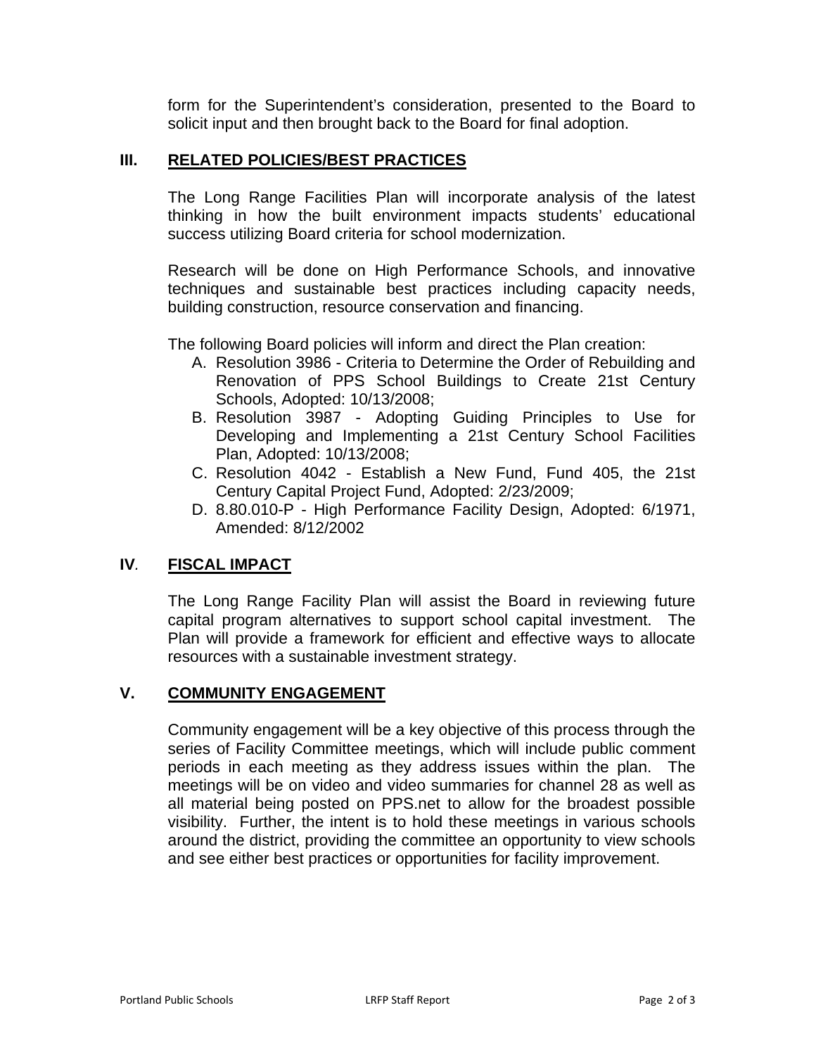form for the Superintendent's consideration, presented to the Board to solicit input and then brought back to the Board for final adoption.

## III. RELATED POLICIES/BEST PRACTICES

The Long Range Facilities Plan will incorporate analysis of the latest thinking in how the built environment impacts students' educational success utilizing Board criteria for school modernization.

Research will be done on High Performance Schools, and innovative techniques and sustainable best practices including capacity needs, building construction, resource conservation and financing.

The following Board policies will inform and direct the Plan creation:

A. Resolution 3986 - Criteria to Determine the Order of Rebuilding and Renovation of PPS School Buildings to Create 21st Century Schools, Adopted: 10/13/2008;
B. Resolution 3987 - Adopting Guiding Principles to Use for Developing and Implementing a 21st Century School Facilities Plan, Adopted: 10/13/2008;
C. Resolution 4042 - Establish a New Fund, Fund 405, the 21st Century Capital Project Fund, Adopted: 2/23/2009;
D. 8.80.010-P - High Performance Facility Design, Adopted: 6/1971, Amended: 8/12/2002

## IV. FISCAL IMPACT

The Long Range Facility Plan will assist the Board in reviewing future capital program alternatives to support school capital investment. The Plan will provide a framework for efficient and effective ways to allocate resources with a sustainable investment strategy.

## V. COMMUNITY ENGAGEMENT

Community engagement will be a key objective of this process through the series of Facility Committee meetings, which will include public comment periods in each meeting as they address issues within the plan. The meetings will be on video and video summaries for channel 28 as well as all material being posted on PPS.net to allow for the broadest possible visibility. Further, the intent is to hold these meetings in various schools around the district, providing the committee an opportunity to view schools and see either best practices or opportunities for facility improvement.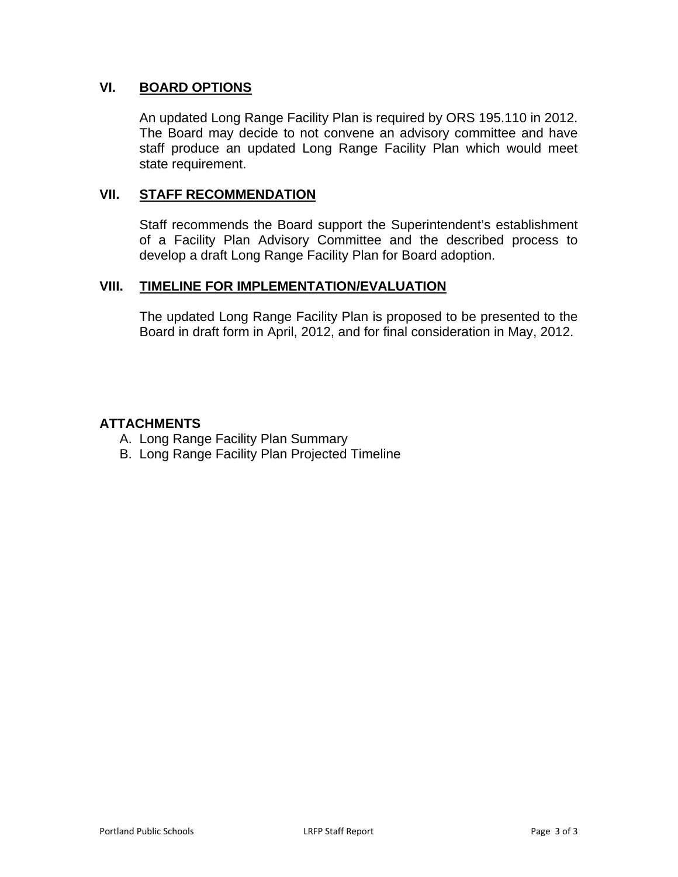## VI. BOARD OPTIONS

An updated Long Range Facility Plan is required by ORS 195.110 in 2012. The Board may decide to not convene an advisory committee and have staff produce an updated Long Range Facility Plan which would meet state requirement.

## VII. STAFF RECOMMENDATION

Staff recommends the Board support the Superintendent's establishment of a Facility Plan Advisory Committee and the described process to develop a draft Long Range Facility Plan for Board adoption.

## VIII. TIMELINE FOR IMPLEMENTATION/EVALUATION

The updated Long Range Facility Plan is proposed to be presented to the Board in draft form in April, 2012, and for final consideration in May, 2012.

## ATTACHMENTS

A. Long Range Facility Plan Summary
B. Long Range Facility Plan Projected Timeline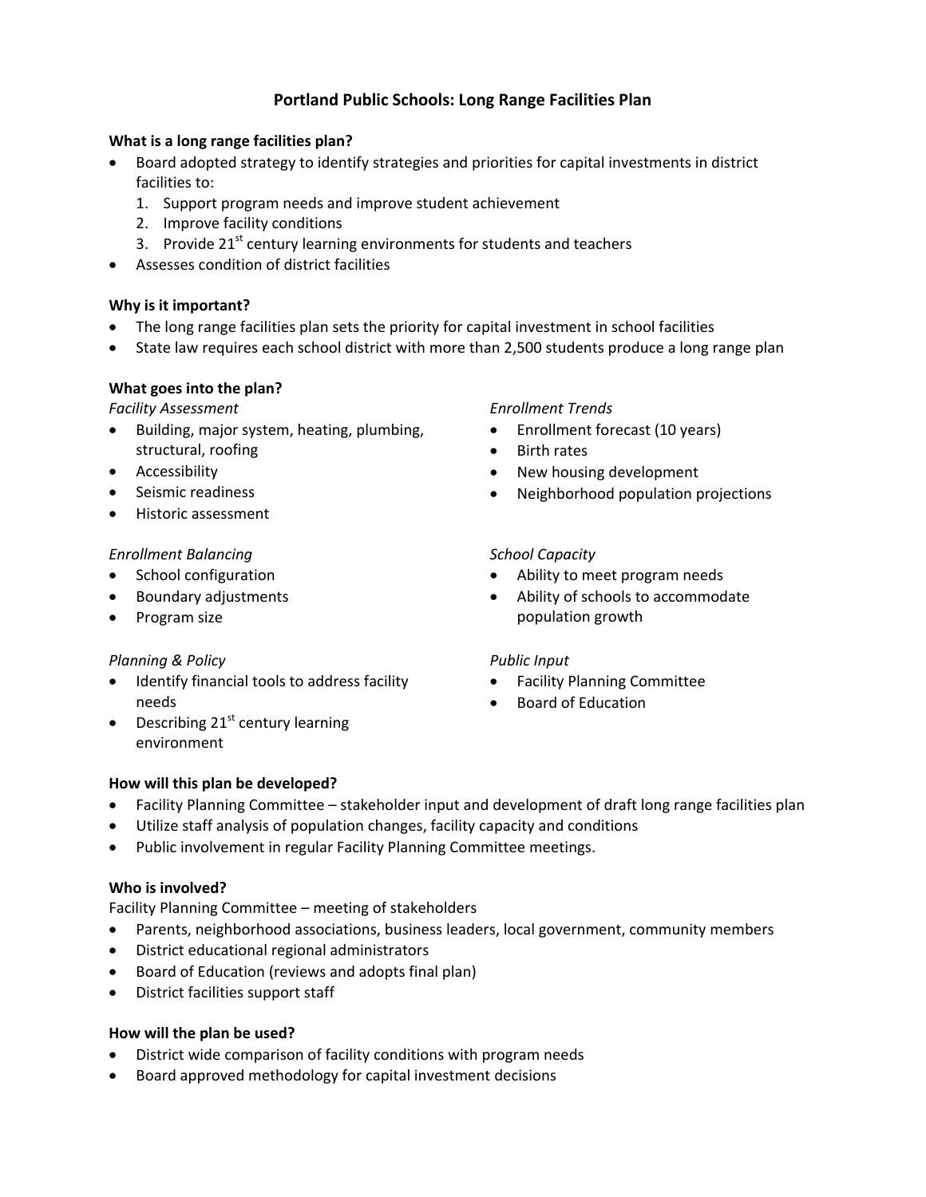# Portland Public Schools: Long Range Facilities Plan

**What is a long range facilities plan?**

- Board adopted strategy to identify strategies and priorities for capital investments in district facilities to:
  1. Support program needs and improve student achievement
  2. Improve facility conditions
  3. Provide 21st century learning environments for students and teachers
- Assesses condition of district facilities

**Why is it important?**

- The long range facilities plan sets the priority for capital investment in school facilities
- State law requires each school district with more than 2,500 students produce a long range plan

**What goes into the plan?**

*Facility Assessment*

- Building, major system, heating, plumbing, structural, roofing
- Accessibility
- Seismic readiness
- Historic assessment

*Enrollment Trends*

- Enrollment forecast (10 years)
- Birth rates
- New housing development
- Neighborhood population projections

*Enrollment Balancing*

- School configuration
- Boundary adjustments
- Program size

*School Capacity*

- Ability to meet program needs
- Ability of schools to accommodate population growth

*Planning & Policy*

- Identify financial tools to address facility needs
- Describing 21st century learning environment

*Public Input*

- Facility Planning Committee
- Board of Education

**How will this plan be developed?**

- Facility Planning Committee – stakeholder input and development of draft long range facilities plan
- Utilize staff analysis of population changes, facility capacity and conditions
- Public involvement in regular Facility Planning Committee meetings.

**Who is involved?**

Facility Planning Committee – meeting of stakeholders

- Parents, neighborhood associations, business leaders, local government, community members
- District educational regional administrators
- Board of Education (reviews and adopts final plan)
- District facilities support staff

**How will the plan be used?**

- District wide comparison of facility conditions with program needs
- Board approved methodology for capital investment decisions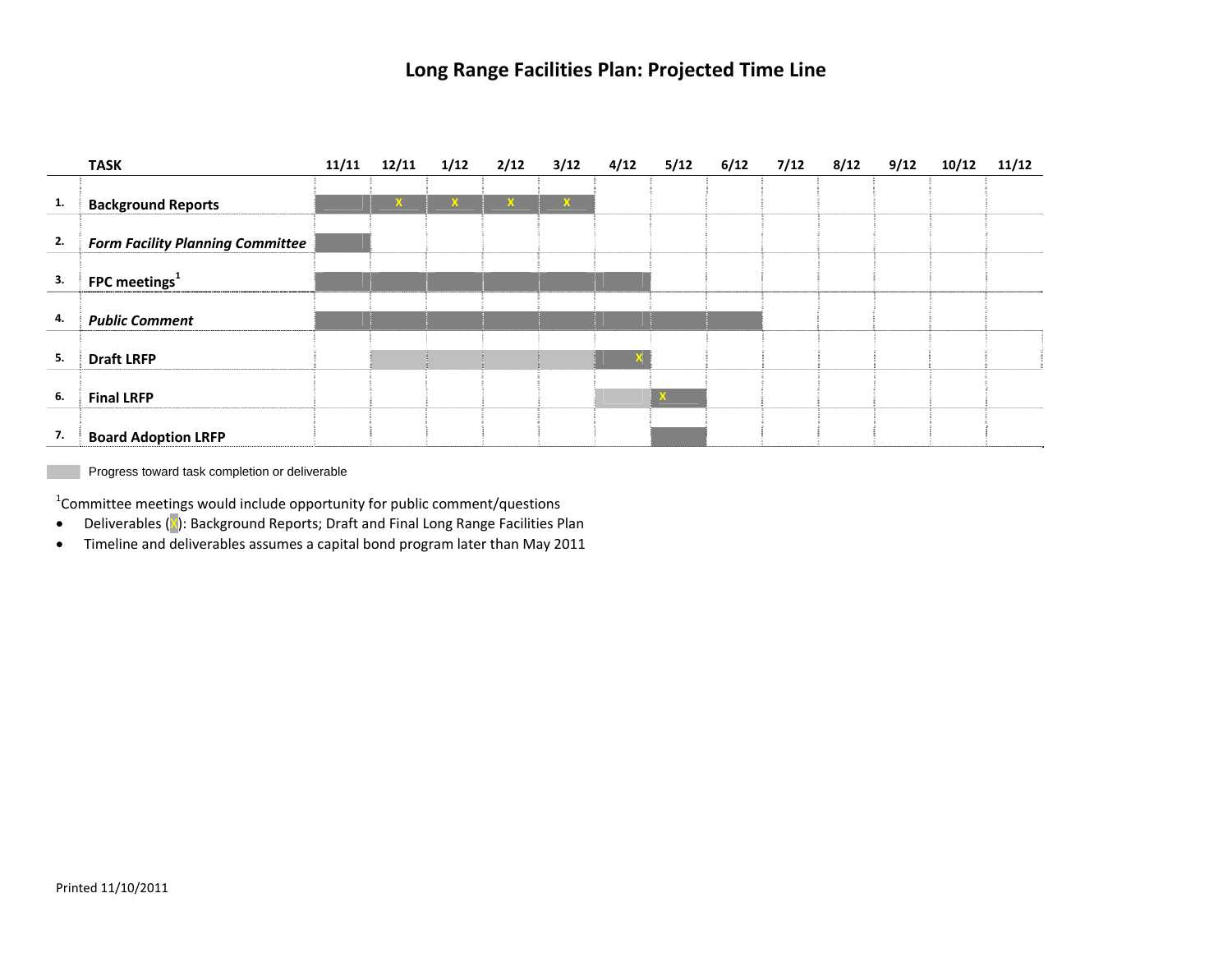# Long Range Facilities Plan: Projected Time Line

| | TASK | 11/11 | 12/11 | 1/12 | 2/12 | 3/12 | 4/12 | 5/12 | 6/12 | 7/12 | 8/12 | 9/12 | 10/12 | 11/12 |
|---|---|---|---|---|---|---|---|---|---|---|---|---|---|---|
| 1. | **Background Reports** | | X | X | X | X | | | | | | | | |
| 2. | ***Form Facility Planning Committee*** | | | | | | | | | | | | | |
| 3. | **FPC meetings**[1] | | | | | | | | | | | | | |
| 4. | ***Public Comment*** | | | | | | | | | | | | | |
| 5. | **Draft LRFP** | | | | | | X | | | | | | | |
| 6. | **Final LRFP** | | | | | | | X | | | | | | |
| 7. | **Board Adoption LRFP** | | | | | | | | | | | | | |

Progress toward task completion or deliverable

[1]Committee meetings would include opportunity for public comment/questions

- Deliverables (X): Background Reports; Draft and Final Long Range Facilities Plan
- Timeline and deliverables assumes a capital bond program later than May 2011

Printed 11/10/2011